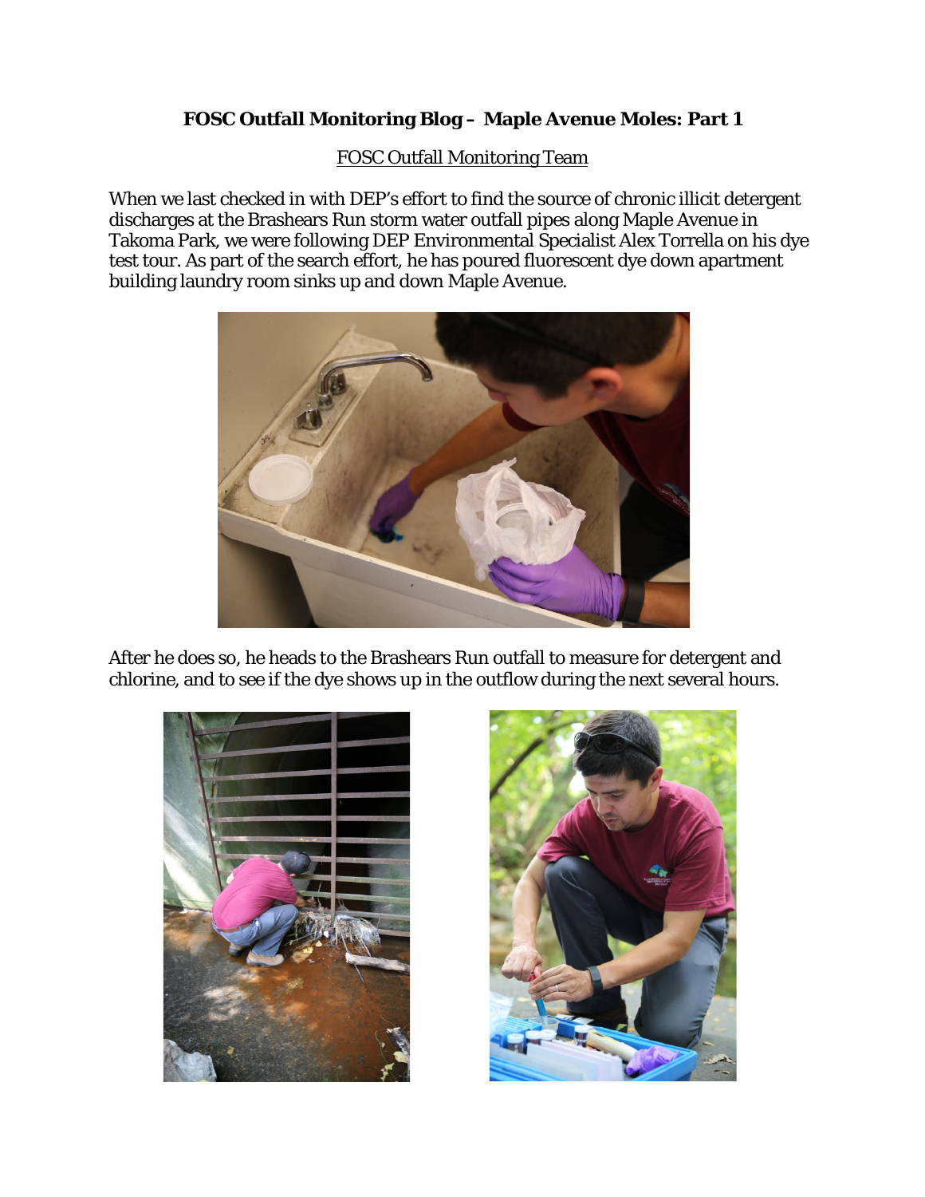# FOSC Outfall Monitoring Blog – Maple Avenue Moles: Part 1

FOSC Outfall Monitoring Team

When we last checked in with DEP's effort to find the source of chronic illicit detergent discharges at the Brashears Run storm water outfall pipes along Maple Avenue in Takoma Park, we were following DEP Environmental Specialist Alex Torrella on his dye test tour. As part of the search effort, he has poured fluorescent dye down apartment building laundry room sinks up and down Maple Avenue.

After he does so, he heads to the Brashears Run outfall to measure for detergent and chlorine, and to see if the dye shows up in the outflow during the next several hours.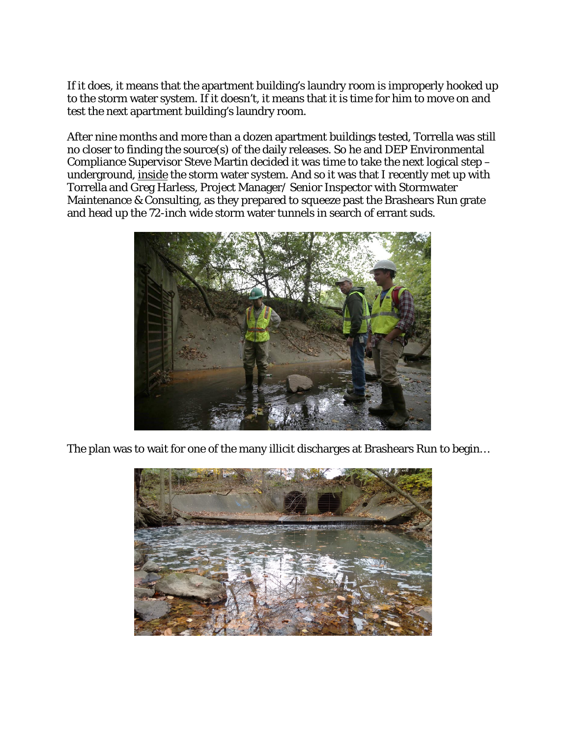If it does, it means that the apartment building's laundry room is improperly hooked up to the storm water system. If it doesn't, it means that it is time for him to move on and test the next apartment building's laundry room.

After nine months and more than a dozen apartment buildings tested, Torrella was still no closer to finding the source(s) of the daily releases. So he and DEP Environmental Compliance Supervisor Steve Martin decided it was time to take the next logical step – underground, <u>inside</u> the storm water system. And so it was that I recently met up with Torrella and Greg Harless, Project Manager/ Senior Inspector with Stormwater Maintenance & Consulting, as they prepared to squeeze past the Brashears Run grate and head up the 72-inch wide storm water tunnels in search of errant suds.

The plan was to wait for one of the many illicit discharges at Brashears Run to begin…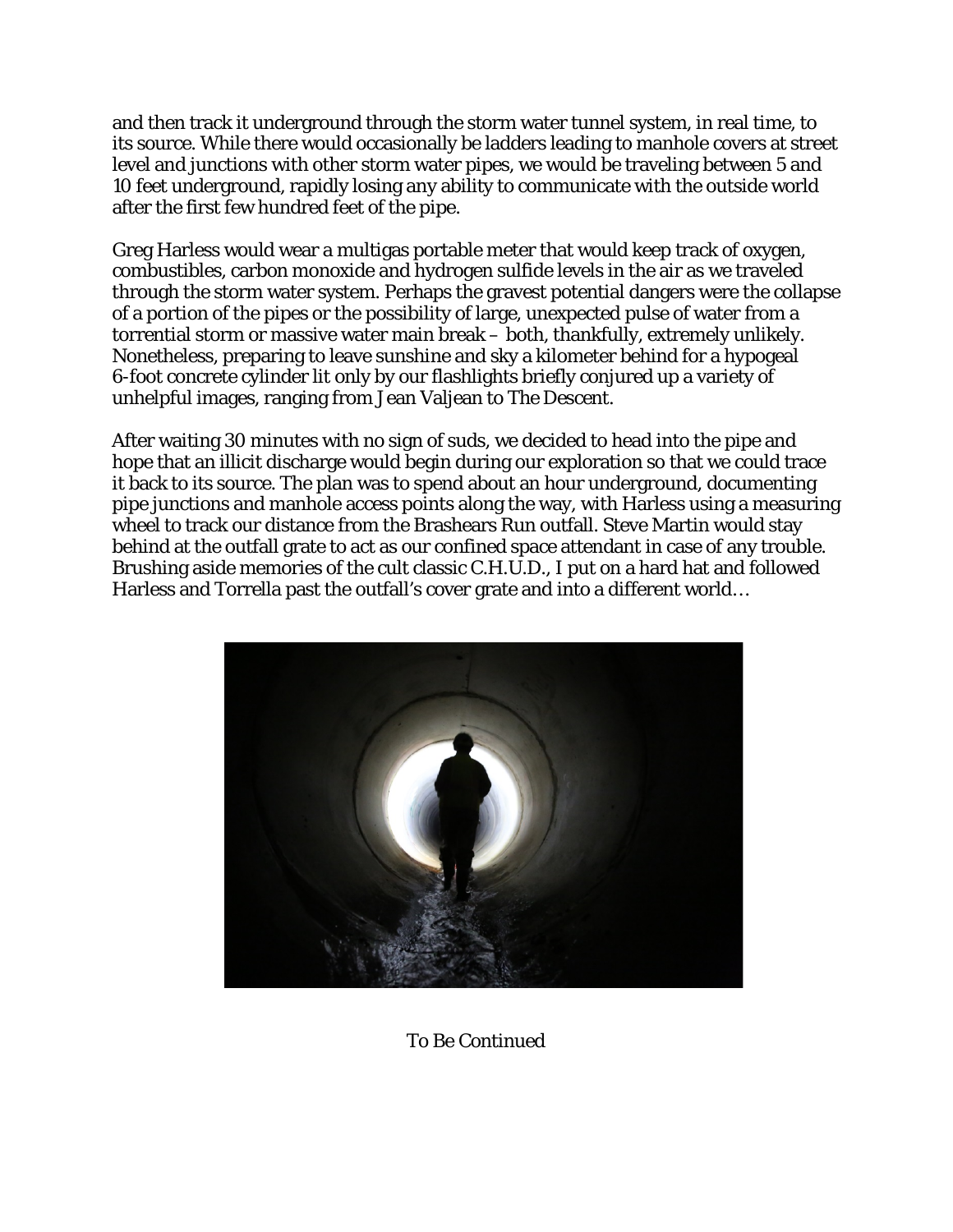and then track it underground through the storm water tunnel system, in real time, to its source. While there would occasionally be ladders leading to manhole covers at street level and junctions with other storm water pipes, we would be traveling between 5 and 10 feet underground, rapidly losing any ability to communicate with the outside world after the first few hundred feet of the pipe.

Greg Harless would wear a multigas portable meter that would keep track of oxygen, combustibles, carbon monoxide and hydrogen sulfide levels in the air as we traveled through the storm water system. Perhaps the gravest potential dangers were the collapse of a portion of the pipes or the possibility of large, unexpected pulse of water from a torrential storm or massive water main break – both, thankfully, extremely unlikely. Nonetheless, preparing to leave sunshine and sky a kilometer behind for a hypogeal 6-foot concrete cylinder lit only by our flashlights briefly conjured up a variety of unhelpful images, ranging from Jean Valjean to The Descent.

After waiting 30 minutes with no sign of suds, we decided to head into the pipe and hope that an illicit discharge would begin during our exploration so that we could trace it back to its source. The plan was to spend about an hour underground, documenting pipe junctions and manhole access points along the way, with Harless using a measuring wheel to track our distance from the Brashears Run outfall. Steve Martin would stay behind at the outfall grate to act as our confined space attendant in case of any trouble. Brushing aside memories of the cult classic C.H.U.D., I put on a hard hat and followed Harless and Torrella past the outfall's cover grate and into a different world…

To Be Continued